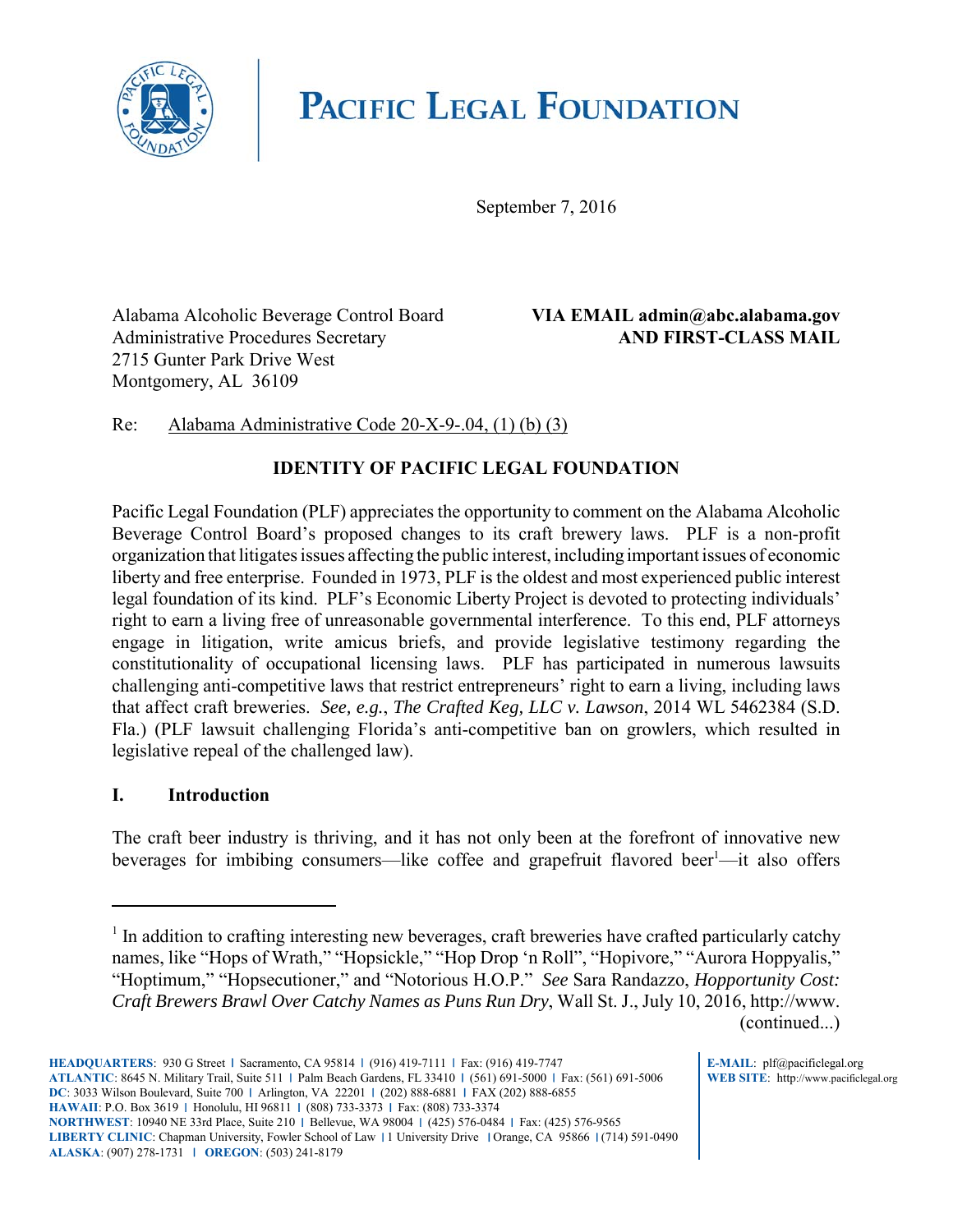# PACIFIC LEGAL FOUNDATION

September 7, 2016

Alabama Alcoholic Beverage Control Board
Administrative Procedures Secretary
2715 Gunter Park Drive West
Montgomery, AL 36109

**VIA EMAIL admin@abc.alabama.gov**
**AND FIRST-CLASS MAIL**

Re: Alabama Administrative Code 20-X-9-.04, (1) (b) (3)

## IDENTITY OF PACIFIC LEGAL FOUNDATION

Pacific Legal Foundation (PLF) appreciates the opportunity to comment on the Alabama Alcoholic Beverage Control Board's proposed changes to its craft brewery laws. PLF is a non-profit organization that litigates issues affecting the public interest, including important issues of economic liberty and free enterprise. Founded in 1973, PLF is the oldest and most experienced public interest legal foundation of its kind. PLF's Economic Liberty Project is devoted to protecting individuals' right to earn a living free of unreasonable governmental interference. To this end, PLF attorneys engage in litigation, write amicus briefs, and provide legislative testimony regarding the constitutionality of occupational licensing laws. PLF has participated in numerous lawsuits challenging anti-competitive laws that restrict entrepreneurs' right to earn a living, including laws that affect craft breweries. *See, e.g.*, *The Crafted Keg, LLC v. Lawson*, 2014 WL 5462384 (S.D. Fla.) (PLF lawsuit challenging Florida's anti-competitive ban on growlers, which resulted in legislative repeal of the challenged law).

## I. Introduction

The craft beer industry is thriving, and it has not only been at the forefront of innovative new beverages for imbibing consumers—like coffee and grapefruit flavored beer[1]—it also offers

---

[1] In addition to crafting interesting new beverages, craft breweries have crafted particularly catchy names, like "Hops of Wrath," "Hopsickle," "Hop Drop 'n Roll", "Hopivore," "Aurora Hoppyalis," "Hoptimum," "Hopsecutioner," and "Notorious H.O.P." *See* Sara Randazzo, *Hopportunity Cost: Craft Brewers Brawl Over Catchy Names as Puns Run Dry*, Wall St. J., July 10, 2016, http://www. (continued...)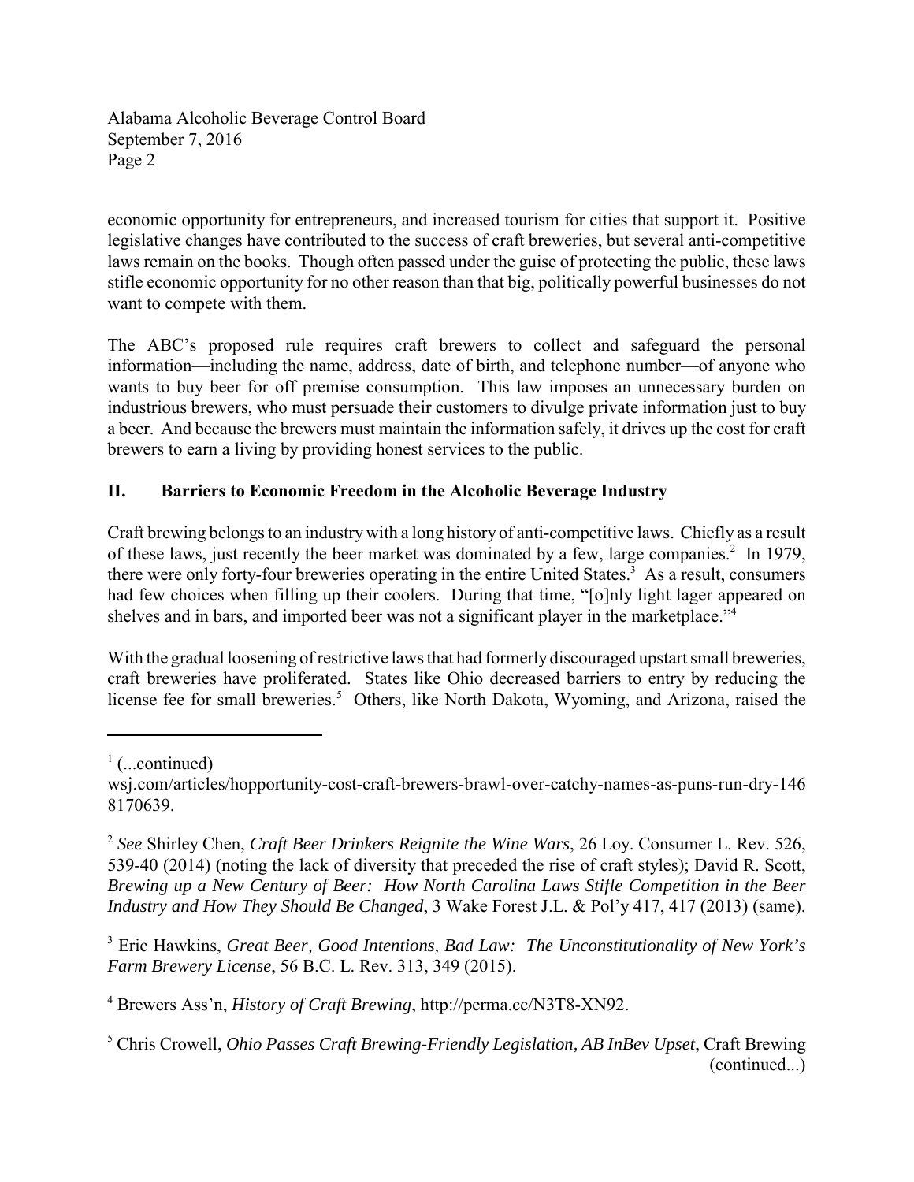economic opportunity for entrepreneurs, and increased tourism for cities that support it. Positive legislative changes have contributed to the success of craft breweries, but several anti-competitive laws remain on the books. Though often passed under the guise of protecting the public, these laws stifle economic opportunity for no other reason than that big, politically powerful businesses do not want to compete with them.

The ABC's proposed rule requires craft brewers to collect and safeguard the personal information—including the name, address, date of birth, and telephone number—of anyone who wants to buy beer for off premise consumption. This law imposes an unnecessary burden on industrious brewers, who must persuade their customers to divulge private information just to buy a beer. And because the brewers must maintain the information safely, it drives up the cost for craft brewers to earn a living by providing honest services to the public.

## II. Barriers to Economic Freedom in the Alcoholic Beverage Industry

Craft brewing belongs to an industry with a long history of anti-competitive laws. Chiefly as a result of these laws, just recently the beer market was dominated by a few, large companies.[2] In 1979, there were only forty-four breweries operating in the entire United States.[3] As a result, consumers had few choices when filling up their coolers. During that time, "[o]nly light lager appeared on shelves and in bars, and imported beer was not a significant player in the marketplace."[4]

With the gradual loosening of restrictive laws that had formerly discouraged upstart small breweries, craft breweries have proliferated. States like Ohio decreased barriers to entry by reducing the license fee for small breweries.[5] Others, like North Dakota, Wyoming, and Arizona, raised the

---

[1] (...continued)
wsj.com/articles/hopportunity-cost-craft-brewers-brawl-over-catchy-names-as-puns-run-dry-1468170639.

[2] *See* Shirley Chen, *Craft Beer Drinkers Reignite the Wine Wars*, 26 Loy. Consumer L. Rev. 526, 539-40 (2014) (noting the lack of diversity that preceded the rise of craft styles); David R. Scott, *Brewing up a New Century of Beer: How North Carolina Laws Stifle Competition in the Beer Industry and How They Should Be Changed*, 3 Wake Forest J.L. & Pol'y 417, 417 (2013) (same).

[3] Eric Hawkins, *Great Beer, Good Intentions, Bad Law: The Unconstitutionality of New York's Farm Brewery License*, 56 B.C. L. Rev. 313, 349 (2015).

[4] Brewers Ass'n, *History of Craft Brewing*, http://perma.cc/N3T8-XN92.

[5] Chris Crowell, *Ohio Passes Craft Brewing-Friendly Legislation, AB InBev Upset*, Craft Brewing (continued...)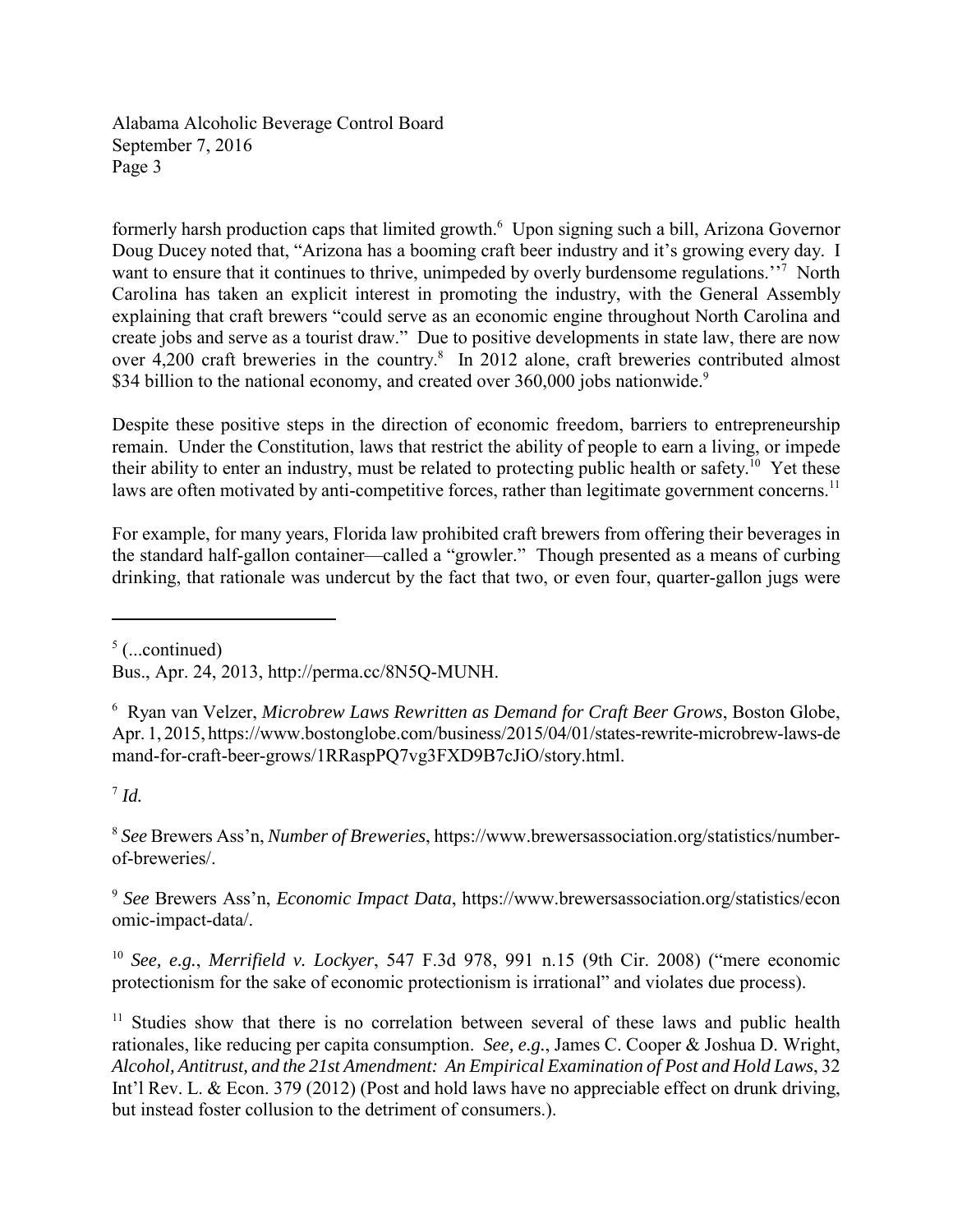formerly harsh production caps that limited growth.[6] Upon signing such a bill, Arizona Governor Doug Ducey noted that, "Arizona has a booming craft beer industry and it's growing every day. I want to ensure that it continues to thrive, unimpeded by overly burdensome regulations.''[7] North Carolina has taken an explicit interest in promoting the industry, with the General Assembly explaining that craft brewers "could serve as an economic engine throughout North Carolina and create jobs and serve as a tourist draw." Due to positive developments in state law, there are now over 4,200 craft breweries in the country.[8] In 2012 alone, craft breweries contributed almost $34 billion to the national economy, and created over 360,000 jobs nationwide.[9]

Despite these positive steps in the direction of economic freedom, barriers to entrepreneurship remain. Under the Constitution, laws that restrict the ability of people to earn a living, or impede their ability to enter an industry, must be related to protecting public health or safety.[10] Yet these laws are often motivated by anti-competitive forces, rather than legitimate government concerns.[11]

For example, for many years, Florida law prohibited craft brewers from offering their beverages in the standard half-gallon container—called a "growler." Though presented as a means of curbing drinking, that rationale was undercut by the fact that two, or even four, quarter-gallon jugs were

---

[5] (...continued)
Bus., Apr. 24, 2013, http://perma.cc/8N5Q-MUNH.

[6] Ryan van Velzer, *Microbrew Laws Rewritten as Demand for Craft Beer Grows*, Boston Globe, Apr. 1, 2015, https://www.bostonglobe.com/business/2015/04/01/states-rewrite-microbrew-laws-demand-for-craft-beer-grows/1RRaspPQ7vg3FXD9B7cJiO/story.html.

[7] *Id.*

[8] *See* Brewers Ass'n, *Number of Breweries*, https://www.brewersassociation.org/statistics/number-of-breweries/.

[9] *See* Brewers Ass'n, *Economic Impact Data*, https://www.brewersassociation.org/statistics/economic-impact-data/.

[10] *See, e.g.*, *Merrifield v. Lockyer*, 547 F.3d 978, 991 n.15 (9th Cir. 2008) ("mere economic protectionism for the sake of economic protectionism is irrational" and violates due process).

[11] Studies show that there is no correlation between several of these laws and public health rationales, like reducing per capita consumption. *See, e.g.*, James C. Cooper & Joshua D. Wright, *Alcohol, Antitrust, and the 21st Amendment: An Empirical Examination of Post and Hold Laws*, 32 Int'l Rev. L. & Econ. 379 (2012) (Post and hold laws have no appreciable effect on drunk driving, but instead foster collusion to the detriment of consumers.).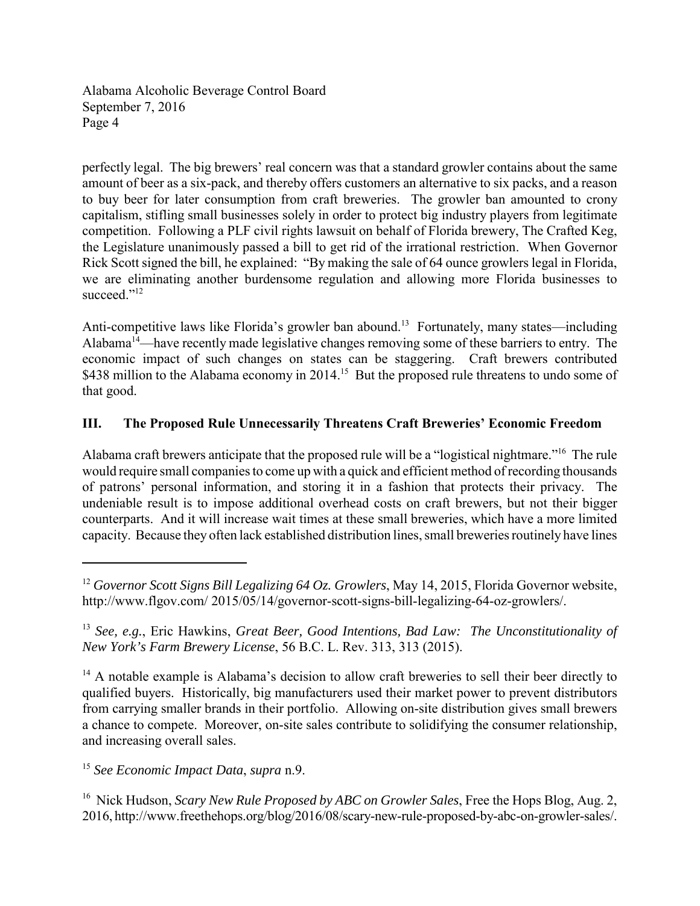perfectly legal. The big brewers' real concern was that a standard growler contains about the same amount of beer as a six-pack, and thereby offers customers an alternative to six packs, and a reason to buy beer for later consumption from craft breweries. The growler ban amounted to crony capitalism, stifling small businesses solely in order to protect big industry players from legitimate competition. Following a PLF civil rights lawsuit on behalf of Florida brewery, The Crafted Keg, the Legislature unanimously passed a bill to get rid of the irrational restriction. When Governor Rick Scott signed the bill, he explained: "By making the sale of 64 ounce growlers legal in Florida, we are eliminating another burdensome regulation and allowing more Florida businesses to succeed."[12]

Anti-competitive laws like Florida's growler ban abound.[13] Fortunately, many states—including Alabama[14]—have recently made legislative changes removing some of these barriers to entry. The economic impact of such changes on states can be staggering. Craft brewers contributed $438 million to the Alabama economy in 2014.[15] But the proposed rule threatens to undo some of that good.

## III. The Proposed Rule Unnecessarily Threatens Craft Breweries' Economic Freedom

Alabama craft brewers anticipate that the proposed rule will be a "logistical nightmare."[16] The rule would require small companies to come up with a quick and efficient method of recording thousands of patrons' personal information, and storing it in a fashion that protects their privacy. The undeniable result is to impose additional overhead costs on craft brewers, but not their bigger counterparts. And it will increase wait times at these small breweries, which have a more limited capacity. Because they often lack established distribution lines, small breweries routinely have lines

---

[12] *Governor Scott Signs Bill Legalizing 64 Oz. Growlers*, May 14, 2015, Florida Governor website, http://www.flgov.com/ 2015/05/14/governor-scott-signs-bill-legalizing-64-oz-growlers/.

[13] *See, e.g.*, Eric Hawkins, *Great Beer, Good Intentions, Bad Law: The Unconstitutionality of New York's Farm Brewery License*, 56 B.C. L. Rev. 313, 313 (2015).

[14] A notable example is Alabama's decision to allow craft breweries to sell their beer directly to qualified buyers. Historically, big manufacturers used their market power to prevent distributors from carrying smaller brands in their portfolio. Allowing on-site distribution gives small brewers a chance to compete. Moreover, on-site sales contribute to solidifying the consumer relationship, and increasing overall sales.

[15] *See Economic Impact Data*, *supra* n.9.

[16] Nick Hudson, *Scary New Rule Proposed by ABC on Growler Sales*, Free the Hops Blog, Aug. 2, 2016, http://www.freethehops.org/blog/2016/08/scary-new-rule-proposed-by-abc-on-growler-sales/.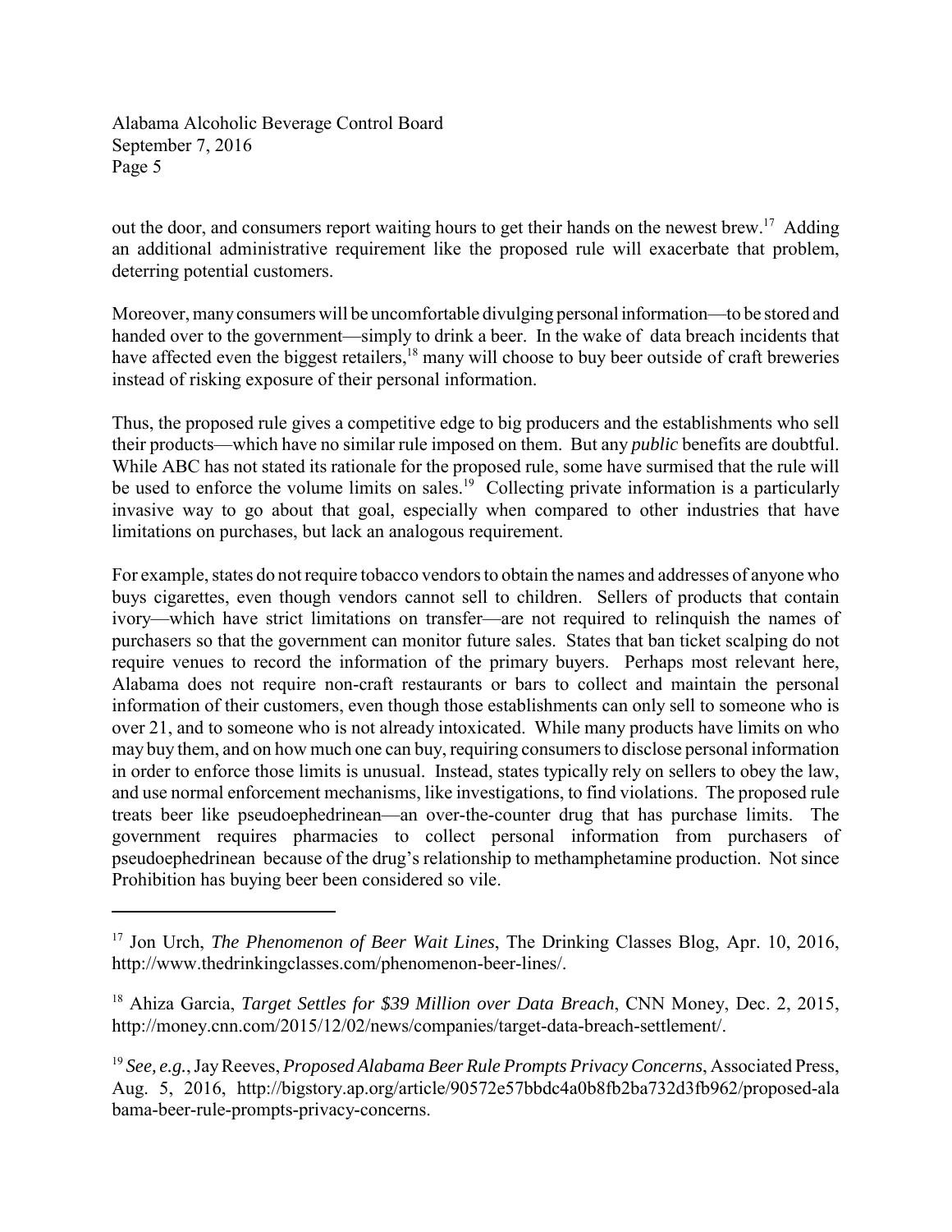out the door, and consumers report waiting hours to get their hands on the newest brew.[17] Adding an additional administrative requirement like the proposed rule will exacerbate that problem, deterring potential customers.

Moreover, many consumers will be uncomfortable divulging personal information—to be stored and handed over to the government—simply to drink a beer. In the wake of data breach incidents that have affected even the biggest retailers,[18] many will choose to buy beer outside of craft breweries instead of risking exposure of their personal information.

Thus, the proposed rule gives a competitive edge to big producers and the establishments who sell their products—which have no similar rule imposed on them. But any *public* benefits are doubtful. While ABC has not stated its rationale for the proposed rule, some have surmised that the rule will be used to enforce the volume limits on sales.[19] Collecting private information is a particularly invasive way to go about that goal, especially when compared to other industries that have limitations on purchases, but lack an analogous requirement.

For example, states do not require tobacco vendors to obtain the names and addresses of anyone who buys cigarettes, even though vendors cannot sell to children. Sellers of products that contain ivory—which have strict limitations on transfer—are not required to relinquish the names of purchasers so that the government can monitor future sales. States that ban ticket scalping do not require venues to record the information of the primary buyers. Perhaps most relevant here, Alabama does not require non-craft restaurants or bars to collect and maintain the personal information of their customers, even though those establishments can only sell to someone who is over 21, and to someone who is not already intoxicated. While many products have limits on who may buy them, and on how much one can buy, requiring consumers to disclose personal information in order to enforce those limits is unusual. Instead, states typically rely on sellers to obey the law, and use normal enforcement mechanisms, like investigations, to find violations. The proposed rule treats beer like pseudoephedrinean—an over-the-counter drug that has purchase limits. The government requires pharmacies to collect personal information from purchasers of pseudoephedrinean because of the drug's relationship to methamphetamine production. Not since Prohibition has buying beer been considered so vile.

---

[17] Jon Urch, *The Phenomenon of Beer Wait Lines*, The Drinking Classes Blog, Apr. 10, 2016, http://www.thedrinkingclasses.com/phenomenon-beer-lines/.

[18] Ahiza Garcia, *Target Settles for $39 Million over Data Breach*, CNN Money, Dec. 2, 2015, http://money.cnn.com/2015/12/02/news/companies/target-data-breach-settlement/.

[19] *See, e.g.*, Jay Reeves, *Proposed Alabama Beer Rule Prompts Privacy Concerns*, Associated Press, Aug. 5, 2016, http://bigstory.ap.org/article/90572e57bbdc4a0b8fb2ba732d3fb962/proposed-alabama-beer-rule-prompts-privacy-concerns.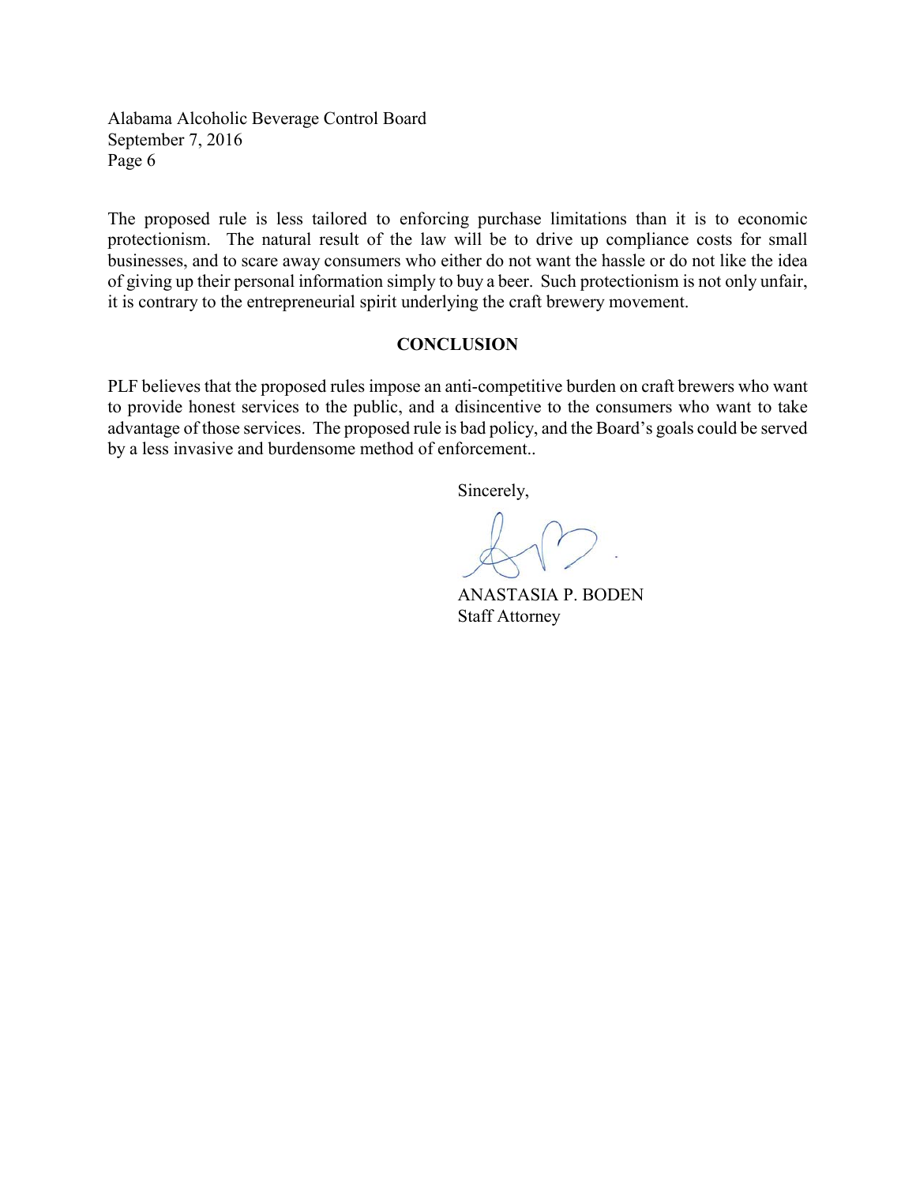The proposed rule is less tailored to enforcing purchase limitations than it is to economic protectionism. The natural result of the law will be to drive up compliance costs for small businesses, and to scare away consumers who either do not want the hassle or do not like the idea of giving up their personal information simply to buy a beer. Such protectionism is not only unfair, it is contrary to the entrepreneurial spirit underlying the craft brewery movement.

**CONCLUSION**

PLF believes that the proposed rules impose an anti-competitive burden on craft brewers who want to provide honest services to the public, and a disincentive to the consumers who want to take advantage of those services. The proposed rule is bad policy, and the Board's goals could be served by a less invasive and burdensome method of enforcement..

Sincerely,

ANASTASIA P. BODEN
Staff Attorney